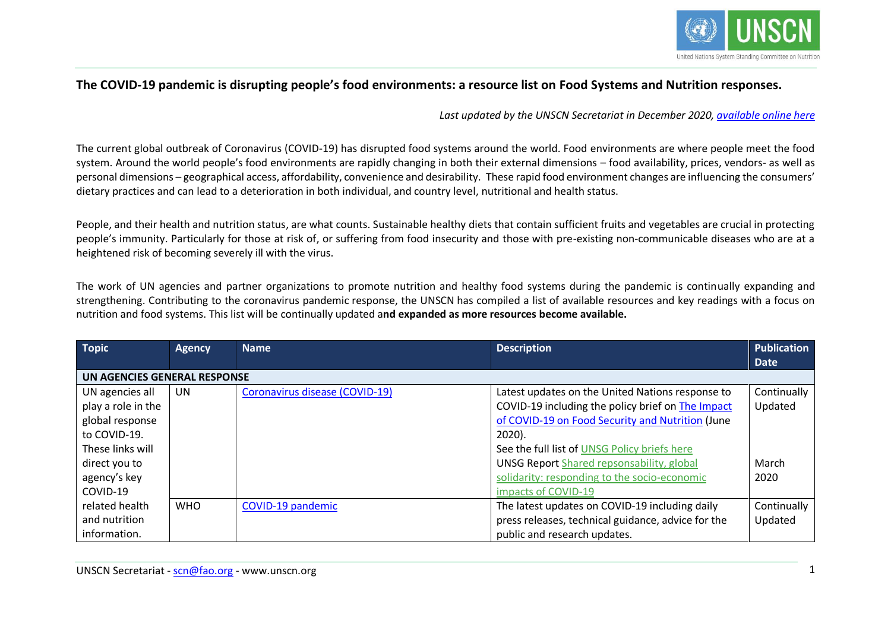# The COVID-19 pandemic is disrupting people's food environments: a resource list on Food Systems and Nutrition responses.

*Last updated by the UNSCN Secretariat in December 2020, available online here*

The current global outbreak of Coronavirus (COVID-19) has disrupted food systems around the world. Food environments are where people meet the food system. Around the world people's food environments are rapidly changing in both their external dimensions – food availability, prices, vendors- as well as personal dimensions – geographical access, affordability, convenience and desirability. These rapid food environment changes are influencing the consumers' dietary practices and can lead to a deterioration in both individual, and country level, nutritional and health status.

People, and their health and nutrition status, are what counts. Sustainable healthy diets that contain sufficient fruits and vegetables are crucial in protecting people's immunity. Particularly for those at risk of, or suffering from food insecurity and those with pre-existing non-communicable diseases who are at a heightened risk of becoming severely ill with the virus.

The work of UN agencies and partner organizations to promote nutrition and healthy food systems during the pandemic is continually expanding and strengthening. Contributing to the coronavirus pandemic response, the UNSCN has compiled a list of available resources and key readings with a focus on nutrition and food systems. This list will be continually updated a**nd expanded as more resources become available.**

| Topic | Agency | Name | Description | Publication Date |
|---|---|---|---|---|
| **UN AGENCIES GENERAL RESPONSE** | | | | |
| UN agencies all play a role in the global response to COVID-19. These links will direct you to agency's key COVID-19 related health and nutrition information. | UN | Coronavirus disease (COVID-19) | Latest updates on the United Nations response to COVID-19 including the policy brief on The Impact of COVID-19 on Food Security and Nutrition (June 2020).<br>See the full list of UNSG Policy briefs here<br>UNSG Report Shared repsonsability, global solidarity: responding to the socio-economic impacts of COVID-19 | Continually Updated<br><br>March 2020 |
| | WHO | COVID-19 pandemic | The latest updates on COVID-19 including daily press releases, technical guidance, advice for the public and research updates. | Continually Updated |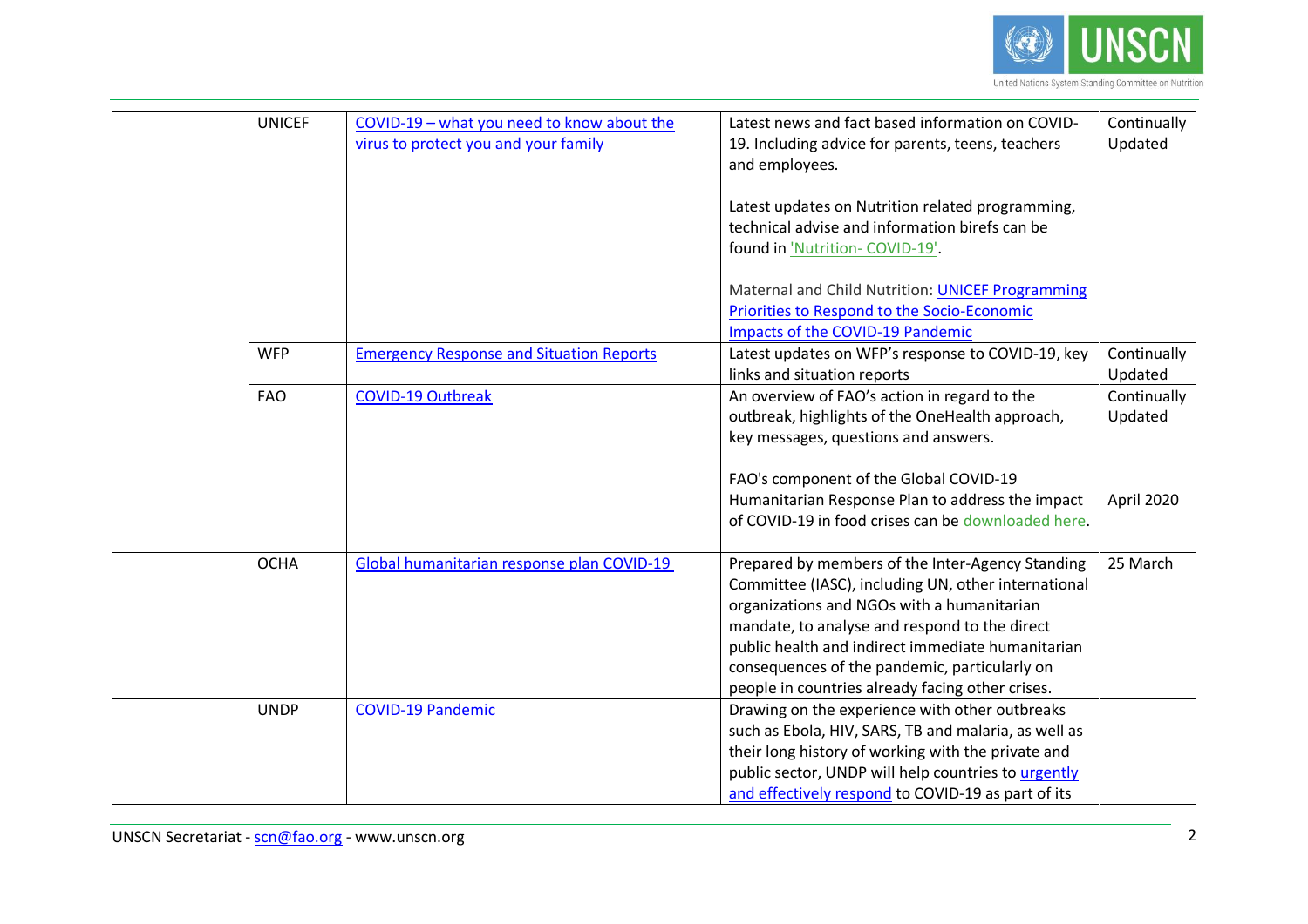| | | | | |
|---|---|---|---|---|
| | UNICEF | COVID-19 – what you need to know about the virus to protect you and your family | Latest news and fact based information on COVID-19. Including advice for parents, teens, teachers and employees.<br><br>Latest updates on Nutrition related programming, technical advise and information birefs can be found in 'Nutrition- COVID-19'.<br><br>Maternal and Child Nutrition: UNICEF Programming Priorities to Respond to the Socio-Economic Impacts of the COVID-19 Pandemic | Continually Updated |
| | WFP | Emergency Response and Situation Reports | Latest updates on WFP's response to COVID-19, key links and situation reports | Continually Updated |
| | FAO | COVID-19 Outbreak | An overview of FAO's action in regard to the outbreak, highlights of the OneHealth approach, key messages, questions and answers.<br><br>FAO's component of the Global COVID-19 Humanitarian Response Plan to address the impact of COVID-19 in food crises can be downloaded here. | Continually Updated<br><br><br><br>April 2020 |
| | OCHA | Global humanitarian response plan COVID-19 | Prepared by members of the Inter-Agency Standing Committee (IASC), including UN, other international organizations and NGOs with a humanitarian mandate, to analyse and respond to the direct public health and indirect immediate humanitarian consequences of the pandemic, particularly on people in countries already facing other crises. | 25 March |
| | UNDP | COVID-19 Pandemic | Drawing on the experience with other outbreaks such as Ebola, HIV, SARS, TB and malaria, as well as their long history of working with the private and public sector, UNDP will help countries to urgently and effectively respond to COVID-19 as part of its | |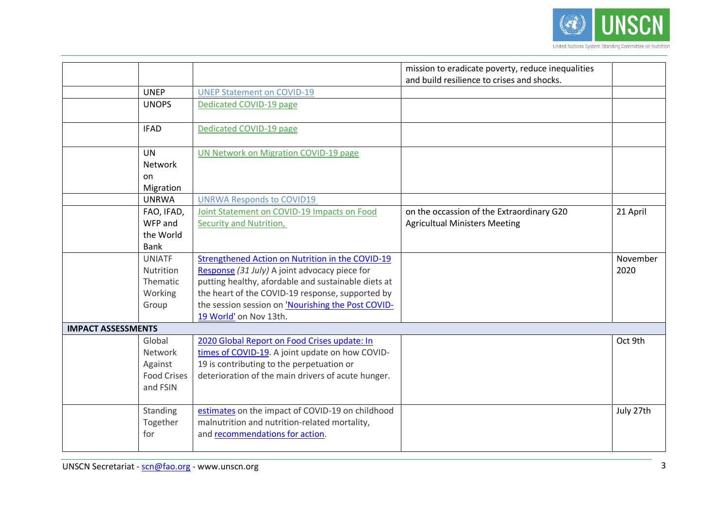| | | | | |
|---|---|---|---|---|
| | | | mission to eradicate poverty, reduce inequalities and build resilience to crises and shocks. | |
| | UNEP | UNEP Statement on COVID-19 | | |
| | UNOPS | Dedicated COVID-19 page | | |
| | IFAD | Dedicated COVID-19 page | | |
| | UN Network on Migration | UN Network on Migration COVID-19 page | | |
| | UNRWA | UNRWA Responds to COVID19 | | |
| | FAO, IFAD, WFP and the World Bank | Joint Statement on COVID-19 Impacts on Food Security and Nutrition, | on the occassion of the Extraordinary G20 Agricultual Ministers Meeting | 21 April |
| | UNIATF Nutrition Thematic Working Group | Strengthened Action on Nutrition in the COVID-19 Response *(31 July)* A joint advocacy piece for putting healthy, afordable and sustainable diets at the heart of the COVID-19 response, supported by the session session on 'Nourishing the Post COVID-19 World' on Nov 13th. | | November 2020 |
| **IMPACT ASSESSMENTS** | | | | |
| | Global Network Against Food Crises and FSIN | 2020 Global Report on Food Crises update: In times of COVID-19. A joint update on how COVID-19 is contributing to the perpetuation or deterioration of the main drivers of acute hunger. | | Oct 9th |
| | Standing Together for | estimates on the impact of COVID-19 on childhood malnutrition and nutrition-related mortality, and recommendations for action. | | July 27th |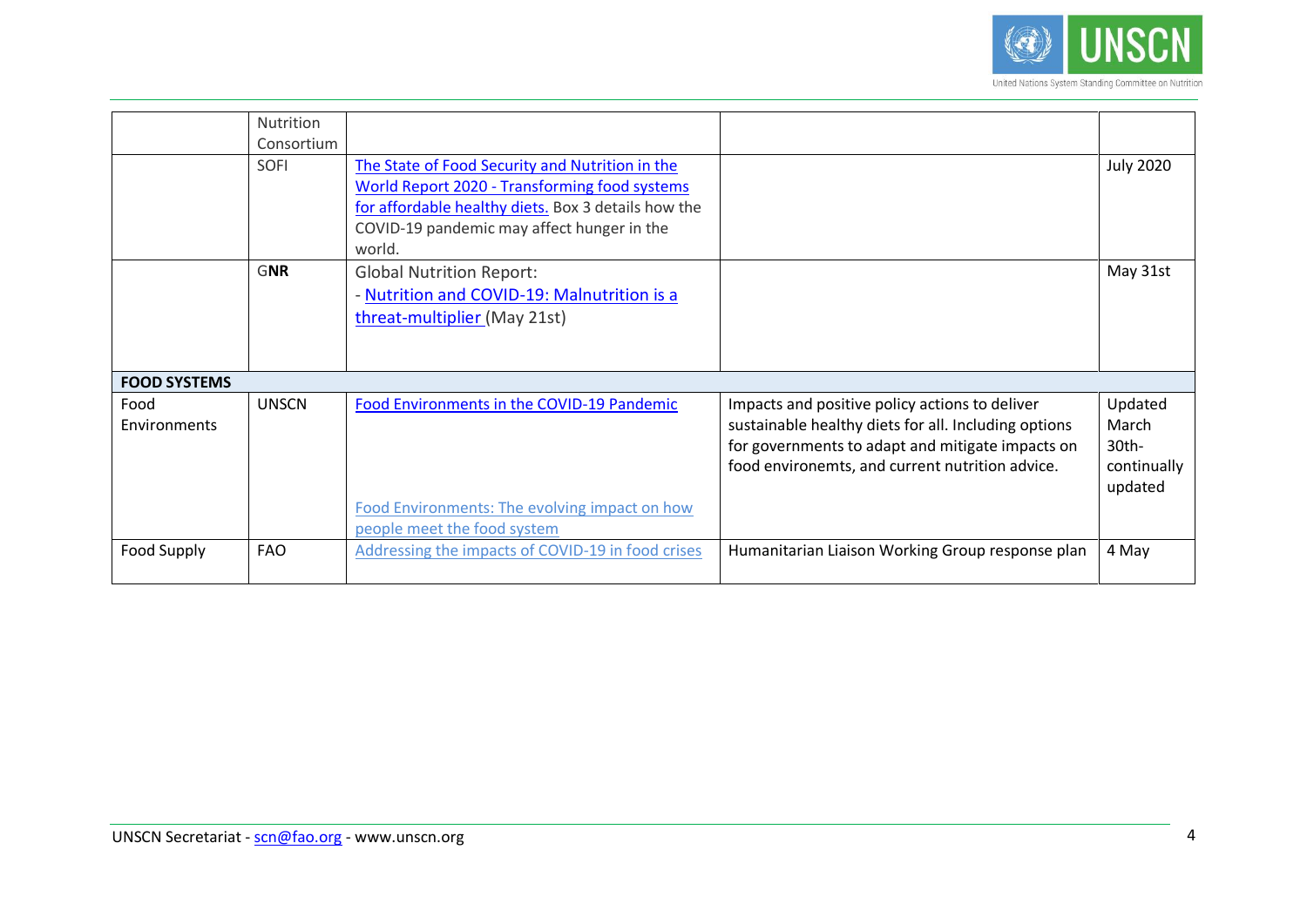| | | | | |
|---|---|---|---|---|
| | Nutrition Consortium | | | |
| | SOFI | The State of Food Security and Nutrition in the World Report 2020 - Transforming food systems for affordable healthy diets. Box 3 details how the COVID-19 pandemic may affect hunger in the world. | | July 2020 |
| | GNR | Global Nutrition Report:<br>- Nutrition and COVID-19: Malnutrition is a threat-multiplier (May 21st) | | May 31st |
| **FOOD SYSTEMS** | | | | |
| Food Environments | UNSCN | Food Environments in the COVID-19 Pandemic<br><br>Food Environments: The evolving impact on how people meet the food system | Impacts and positive policy actions to deliver sustainable healthy diets for all. Including options for governments to adapt and mitigate impacts on food environemts, and current nutrition advice. | Updated March 30th-continually updated |
| Food Supply | FAO | Addressing the impacts of COVID-19 in food crises | Humanitarian Liaison Working Group response plan | 4 May |

UNSCN Secretariat - scn@fao.org - www.unscn.org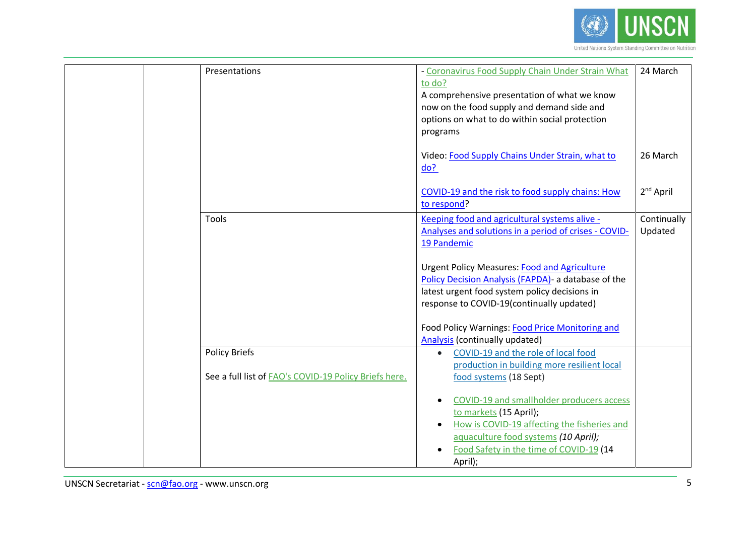| | | | | |
|---|---|---|---|---|
| | | Presentations | - Coronavirus Food Supply Chain Under Strain What to do?<br>A comprehensive presentation of what we know now on the food supply and demand side and options on what to do within social protection programs<br><br>Video: Food Supply Chains Under Strain, what to do?<br><br>COVID-19 and the risk to food supply chains: How to respond? | 24 March<br><br><br><br><br>26 March<br><br>2nd April |
| | | Tools | Keeping food and agricultural systems alive - Analyses and solutions in a period of crises - COVID-19 Pandemic<br><br>Urgent Policy Measures: Food and Agriculture Policy Decision Analysis (FAPDA)- a database of the latest urgent food system policy decisions in response to COVID-19(continually updated)<br><br>Food Policy Warnings: Food Price Monitoring and Analysis (continually updated) | Continually Updated |
| | | Policy Briefs<br><br>See a full list of FAO's COVID-19 Policy Briefs here. | • COVID-19 and the role of local food production in building more resilient local food systems (18 Sept)<br><br>• COVID-19 and smallholder producers access to markets (15 April);<br>• How is COVID-19 affecting the fisheries and aquaculture food systems *(10 April);*<br>• Food Safety in the time of COVID-19 (14 April); | |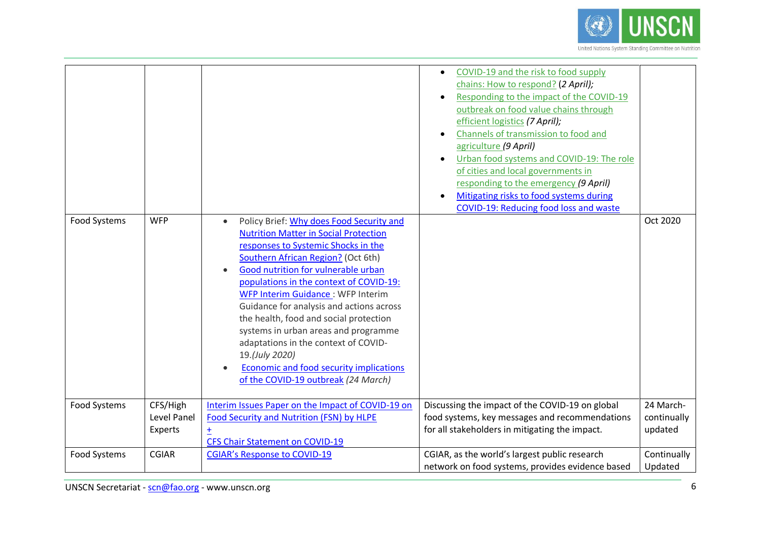| | | | | |
|---|---|---|---|---|
| | | | • COVID-19 and the risk to food supply chains: How to respond? (*2 April);*<br>• Responding to the impact of the COVID-19 outbreak on food value chains through efficient logistics *(7 April);*<br>• Channels of transmission to food and agriculture *(9 April)*<br>• Urban food systems and COVID-19: The role of cities and local governments in responding to the emergency *(9 April)*<br>• Mitigating risks to food systems during COVID-19: Reducing food loss and waste | |
| Food Systems | WFP | • Policy Brief: Why does Food Security and Nutrition Matter in Social Protection responses to Systemic Shocks in the Southern African Region? (Oct 6th)<br>• Good nutrition for vulnerable urban populations in the context of COVID-19: WFP Interim Guidance : WFP Interim Guidance for analysis and actions across the health, food and social protection systems in urban areas and programme adaptations in the context of COVID-19.*(July 2020)*<br>• Economic and food security implications of the COVID-19 outbreak *(24 March)* | | Oct 2020 |
| Food Systems | CFS/High Level Panel Experts | Interim Issues Paper on the Impact of COVID-19 on Food Security and Nutrition (FSN) by HLPE<br>+<br>CFS Chair Statement on COVID-19 | Discussing the impact of the COVID-19 on global food systems, key messages and recommendations for all stakeholders in mitigating the impact. | 24 March-continually updated |
| Food Systems | CGIAR | CGIAR's Response to COVID-19 | CGIAR, as the world's largest public research network on food systems, provides evidence based | Continually Updated |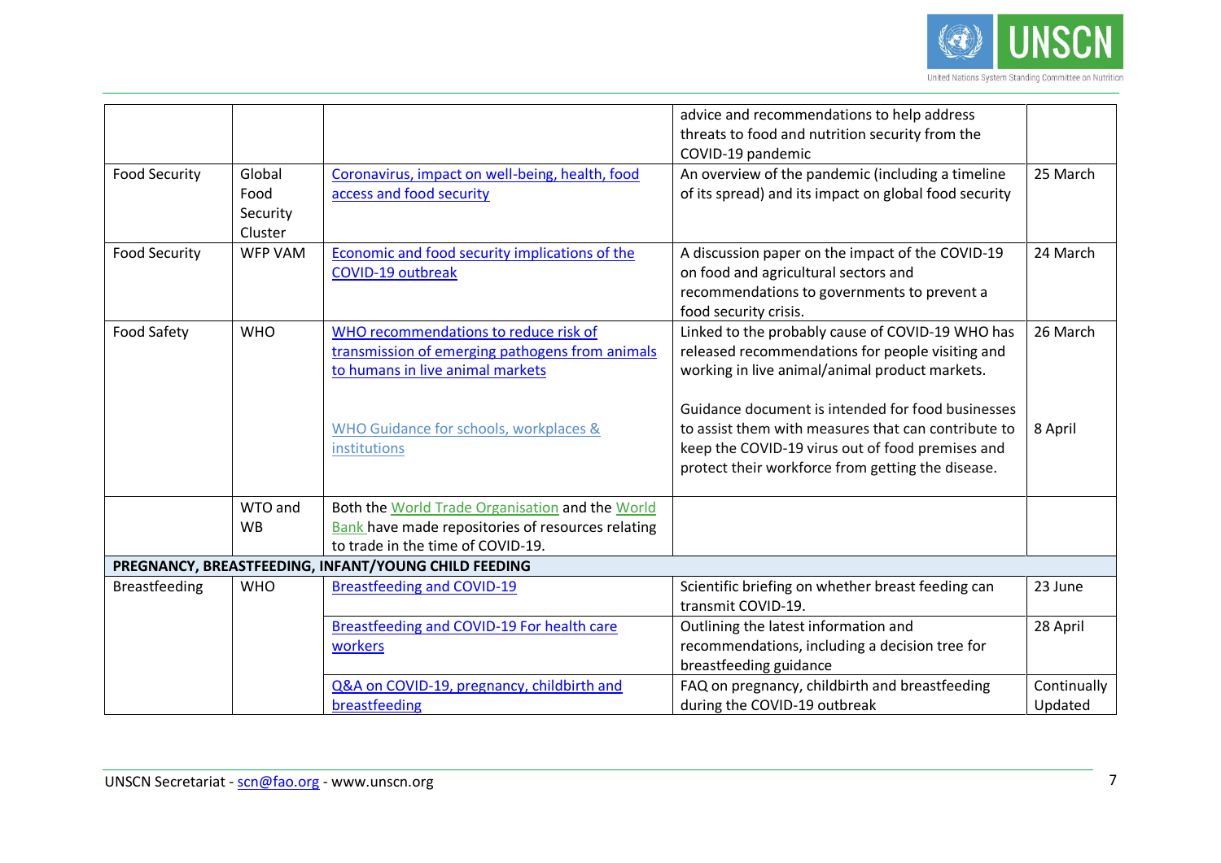| | | | | |
|---|---|---|---|---|
| | | | advice and recommendations to help address threats to food and nutrition security from the COVID-19 pandemic | |
| Food Security | Global Food Security Cluster | Coronavirus, impact on well-being, health, food access and food security | An overview of the pandemic (including a timeline of its spread) and its impact on global food security | 25 March |
| Food Security | WFP VAM | Economic and food security implications of the COVID-19 outbreak | A discussion paper on the impact of the COVID-19 on food and agricultural sectors and recommendations to governments to prevent a food security crisis. | 24 March |
| Food Safety | WHO | WHO recommendations to reduce risk of transmission of emerging pathogens from animals to humans in live animal markets | Linked to the probably cause of COVID-19 WHO has released recommendations for people visiting and working in live animal/animal product markets. | 26 March |
| | | WHO Guidance for schools, workplaces & institutions | Guidance document is intended for food businesses to assist them with measures that can contribute to keep the COVID-19 virus out of food premises and protect their workforce from getting the disease. | 8 April |
| | WTO and WB | Both the World Trade Organisation and the World Bank have made repositories of resources relating to trade in the time of COVID-19. | | |
| **PREGNANCY, BREASTFEEDING, INFANT/YOUNG CHILD FEEDING** | | | | |
| Breastfeeding | WHO | Breastfeeding and COVID-19 | Scientific briefing on whether breast feeding can transmit COVID-19. | 23 June |
| | | Breastfeeding and COVID-19 For health care workers | Outlining the latest information and recommendations, including a decision tree for breastfeeding guidance | 28 April |
| | | Q&A on COVID-19, pregnancy, childbirth and breastfeeding | FAQ on pregnancy, childbirth and breastfeeding during the COVID-19 outbreak | Continually Updated |

UNSCN Secretariat - scn@fao.org - www.unscn.org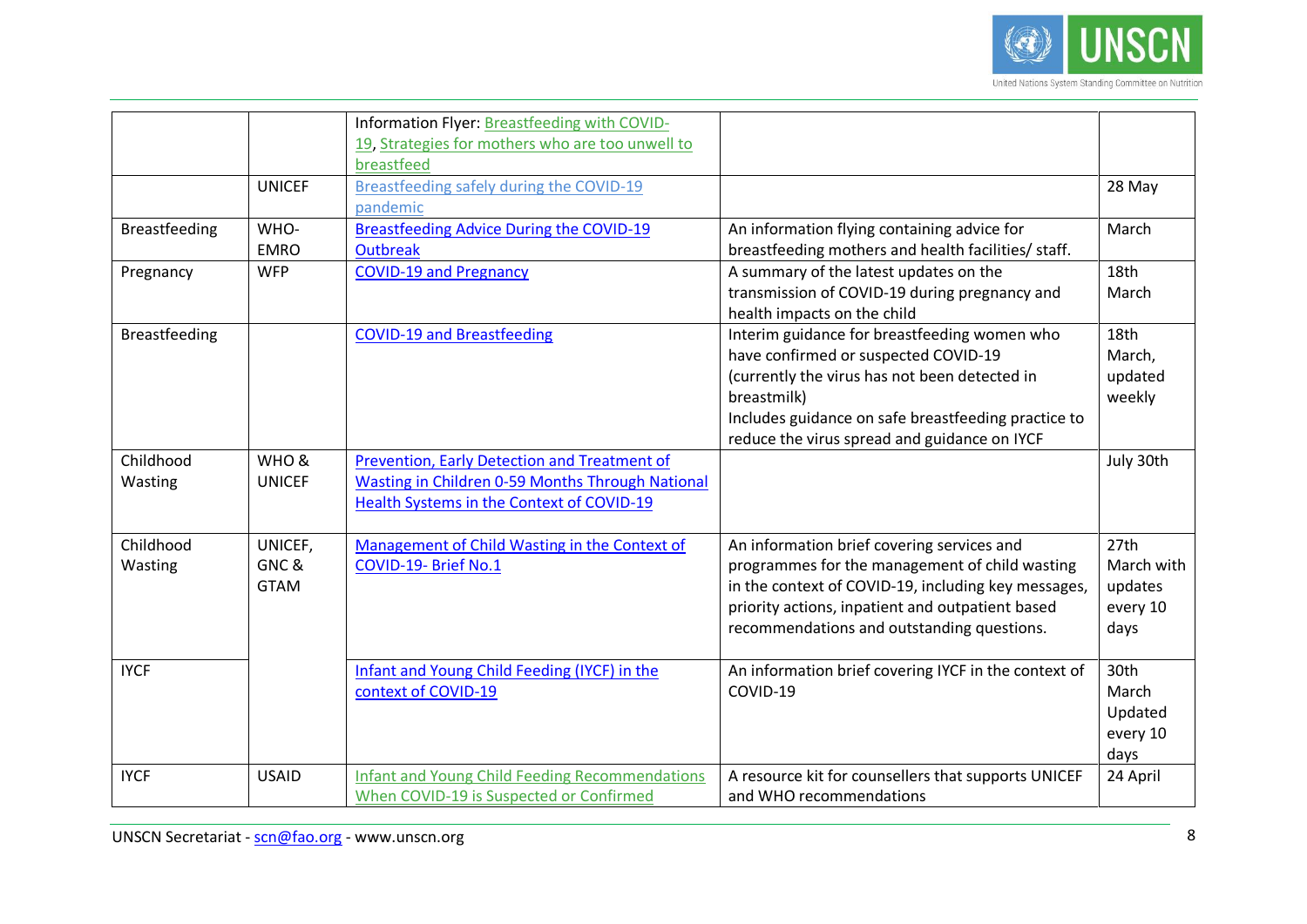| | | | | |
|---|---|---|---|---|
| | | Information Flyer: Breastfeeding with COVID-19, Strategies for mothers who are too unwell to breastfeed | | |
| | UNICEF | Breastfeeding safely during the COVID-19 pandemic | | 28 May |
| Breastfeeding | WHO-EMRO | Breastfeeding Advice During the COVID-19 Outbreak | An information flying containing advice for breastfeeding mothers and health facilities/ staff. | March |
| Pregnancy | WFP | COVID-19 and Pregnancy | A summary of the latest updates on the transmission of COVID-19 during pregnancy and health impacts on the child | 18th March |
| Breastfeeding | | COVID-19 and Breastfeeding | Interim guidance for breastfeeding women who have confirmed or suspected COVID-19 (currently the virus has not been detected in breastmilk)<br>Includes guidance on safe breastfeeding practice to reduce the virus spread and guidance on IYCF | 18th March, updated weekly |
| Childhood Wasting | WHO & UNICEF | Prevention, Early Detection and Treatment of Wasting in Children 0-59 Months Through National Health Systems in the Context of COVID-19 | | July 30th |
| Childhood Wasting | UNICEF, GNC & GTAM | Management of Child Wasting in the Context of COVID-19- Brief No.1 | An information brief covering services and programmes for the management of child wasting in the context of COVID-19, including key messages, priority actions, inpatient and outpatient based recommendations and outstanding questions. | 27th March with updates every 10 days |
| IYCF | | Infant and Young Child Feeding (IYCF) in the context of COVID-19 | An information brief covering IYCF in the context of COVID-19 | 30th March Updated every 10 days |
| IYCF | USAID | Infant and Young Child Feeding Recommendations When COVID-19 is Suspected or Confirmed | A resource kit for counsellers that supports UNICEF and WHO recommendations | 24 April |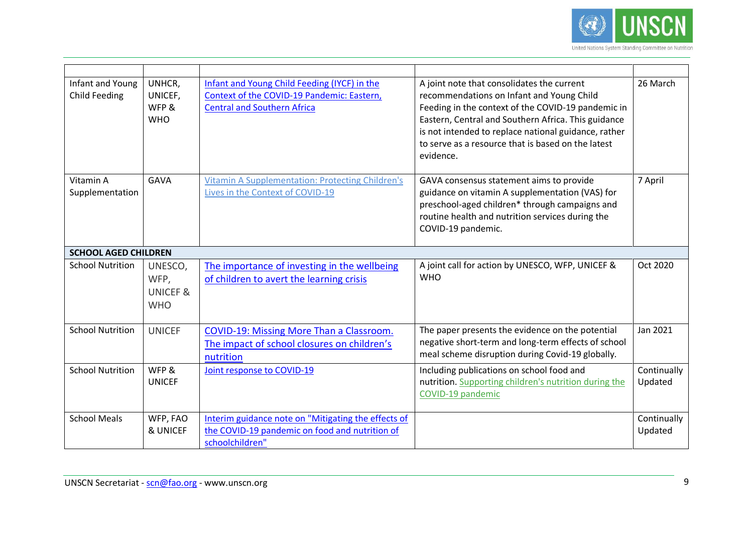| | | | | |
|---|---|---|---|---|
| Infant and Young Child Feeding | UNHCR, UNICEF, WFP & WHO | Infant and Young Child Feeding (IYCF) in the Context of the COVID-19 Pandemic: Eastern, Central and Southern Africa | A joint note that consolidates the current recommendations on Infant and Young Child Feeding in the context of the COVID-19 pandemic in Eastern, Central and Southern Africa. This guidance is not intended to replace national guidance, rather to serve as a resource that is based on the latest evidence. | 26 March |
| Vitamin A Supplementation | GAVA | Vitamin A Supplementation: Protecting Children's Lives in the Context of COVID-19 | GAVA consensus statement aims to provide guidance on vitamin A supplementation (VAS) for preschool-aged children* through campaigns and routine health and nutrition services during the COVID-19 pandemic. | 7 April |
| **SCHOOL AGED CHILDREN** | | | | |
| School Nutrition | UNESCO, WFP, UNICEF & WHO | The importance of investing in the wellbeing of children to avert the learning crisis | A joint call for action by UNESCO, WFP, UNICEF & WHO | Oct 2020 |
| School Nutrition | UNICEF | COVID-19: Missing More Than a Classroom. The impact of school closures on children's nutrition | The paper presents the evidence on the potential negative short-term and long-term effects of school meal scheme disruption during Covid-19 globally. | Jan 2021 |
| School Nutrition | WFP & UNICEF | Joint response to COVID-19 | Including publications on school food and nutrition. Supporting children's nutrition during the COVID-19 pandemic | Continually Updated |
| School Meals | WFP, FAO & UNICEF | Interim guidance note on "Mitigating the effects of the COVID-19 pandemic on food and nutrition of schoolchildren" | | Continually Updated |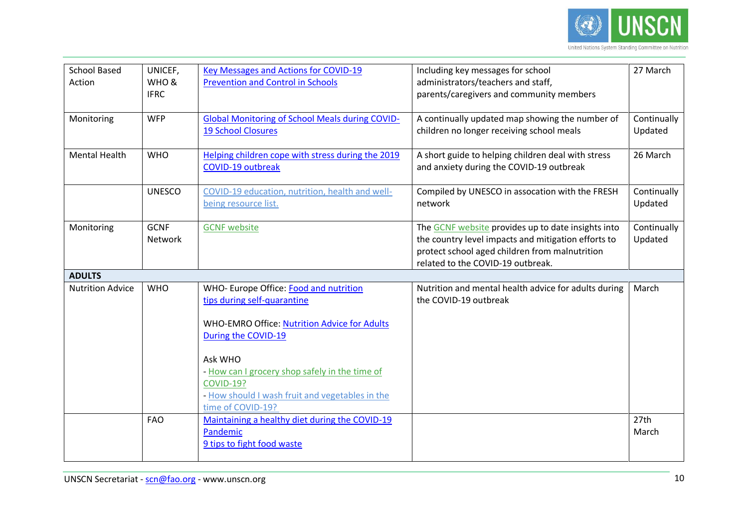| | | | | |
|---|---|---|---|---|
| School Based Action | UNICEF, WHO & IFRC | Key Messages and Actions for COVID-19 Prevention and Control in Schools | Including key messages for school administrators/teachers and staff, parents/caregivers and community members | 27 March |
| Monitoring | WFP | Global Monitoring of School Meals during COVID-19 School Closures | A continually updated map showing the number of children no longer receiving school meals | Continually Updated |
| Mental Health | WHO | Helping children cope with stress during the 2019 COVID-19 outbreak | A short guide to helping children deal with stress and anxiety during the COVID-19 outbreak | 26 March |
| | UNESCO | COVID-19 education, nutrition, health and well-being resource list. | Compiled by UNESCO in assocation with the FRESH network | Continually Updated |
| Monitoring | GCNF Network | GCNF website | The GCNF website provides up to date insights into the country level impacts and mitigation efforts to protect school aged children from malnutrition related to the COVID-19 outbreak. | Continually Updated |
| **ADULTS** | | | | |
| Nutrition Advice | WHO | WHO- Europe Office: Food and nutrition tips during self-quarantine<br><br>WHO-EMRO Office: Nutrition Advice for Adults During the COVID-19<br><br>Ask WHO<br>- How can I grocery shop safely in the time of COVID-19?<br>- How should I wash fruit and vegetables in the time of COVID-19? | Nutrition and mental health advice for adults during the COVID-19 outbreak | March |
| | FAO | Maintaining a healthy diet during the COVID-19 Pandemic<br>9 tips to fight food waste | | 27th March |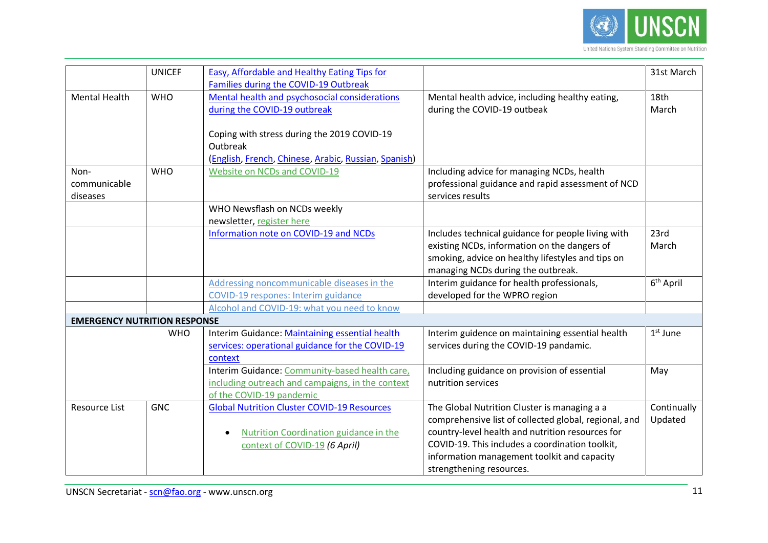| | | | | |
|---|---|---|---|---|
| | UNICEF | Easy, Affordable and Healthy Eating Tips for Families during the COVID-19 Outbreak | | 31st March |
| Mental Health | WHO | Mental health and psychosocial considerations during the COVID-19 outbreak<br><br>Coping with stress during the 2019 COVID-19 Outbreak (English, French, Chinese, Arabic, Russian, Spanish) | Mental health advice, including healthy eating, during the COVID-19 outbeak | 18th March |
| Non-communicable diseases | WHO | Website on NCDs and COVID-19 | Including advice for managing NCDs, health professional guidance and rapid assessment of NCD services results | |
| | | WHO Newsflash on NCDs weekly newsletter, register here | | |
| | | Information note on COVID-19 and NCDs | Includes technical guidance for people living with existing NCDs, information on the dangers of smoking, advice on healthy lifestyles and tips on managing NCDs during the outbreak. | 23rd March |
| | | Addressing noncommunicable diseases in the COVID-19 respones: Interim guidance | Interim guidance for health professionals, developed for the WPRO region | 6th April |
| | | Alcohol and COVID-19: what you need to know | | |
| **EMERGENCY NUTRITION RESPONSE** | | | | |
| | WHO | Interim Guidance: Maintaining essential health services: operational guidance for the COVID-19 context | Interim guidence on maintaining essential health services during the COVID-19 pandamic. | 1st June |
| | | Interim Guidance: Community-based health care, including outreach and campaigns, in the context of the COVID-19 pandemic | Including guidance on provision of essential nutrition services | May |
| Resource List | GNC | Global Nutrition Cluster COVID-19 Resources<br><br>• Nutrition Coordination guidance in the context of COVID-19 *(6 April)* | The Global Nutrition Cluster is managing a a comprehensive list of collected global, regional, and country-level health and nutrition resources for COVID-19. This includes a coordination toolkit, information management toolkit and capacity strengthening resources. | Continually Updated |

UNSCN Secretariat - scn@fao.org - www.unscn.org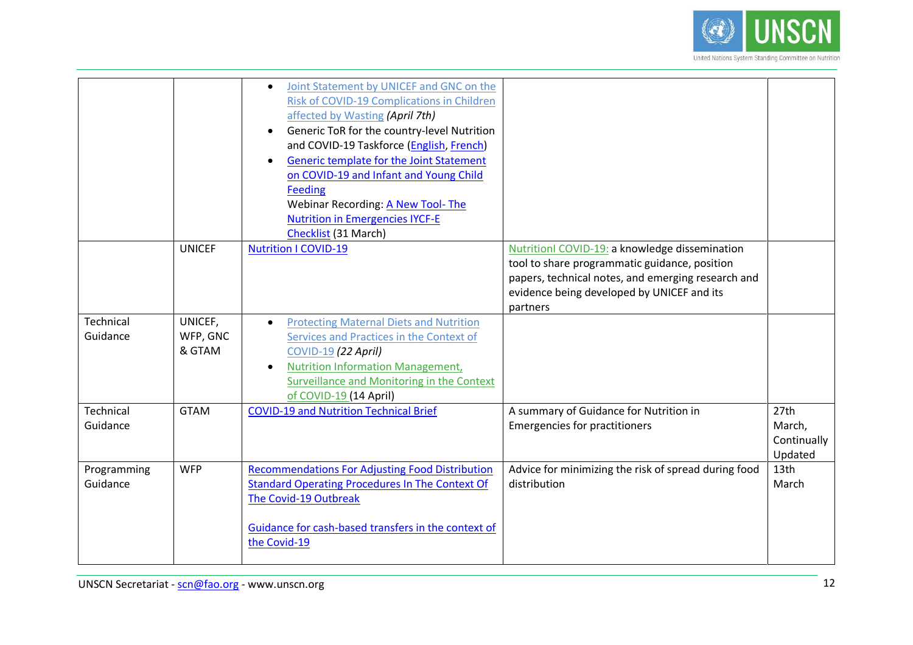| | | | | |
|---|---|---|---|---|
| | | • Joint Statement by UNICEF and GNC on the Risk of COVID-19 Complications in Children affected by Wasting *(April 7th)*<br>• Generic ToR for the country-level Nutrition and COVID-19 Taskforce (English, French)<br>• Generic template for the Joint Statement on COVID-19 and Infant and Young Child Feeding<br>Webinar Recording: A New Tool- The Nutrition in Emergencies IYCF-E Checklist (31 March) | | |
| | UNICEF | Nutrition I COVID-19 | NutritionI COVID-19: a knowledge dissemination tool to share programmatic guidance, position papers, technical notes, and emerging research and evidence being developed by UNICEF and its partners | |
| Technical Guidance | UNICEF, WFP, GNC & GTAM | • Protecting Maternal Diets and Nutrition Services and Practices in the Context of COVID-19 *(22 April)*<br>• Nutrition Information Management, Surveillance and Monitoring in the Context of COVID-19 (14 April) | | |
| Technical Guidance | GTAM | COVID-19 and Nutrition Technical Brief | A summary of Guidance for Nutrition in Emergencies for practitioners | 27th March, Continually Updated |
| Programming Guidance | WFP | Recommendations For Adjusting Food Distribution Standard Operating Procedures In The Context Of The Covid-19 Outbreak<br><br>Guidance for cash-based transfers in the context of the Covid-19 | Advice for minimizing the risk of spread during food distribution | 13th March |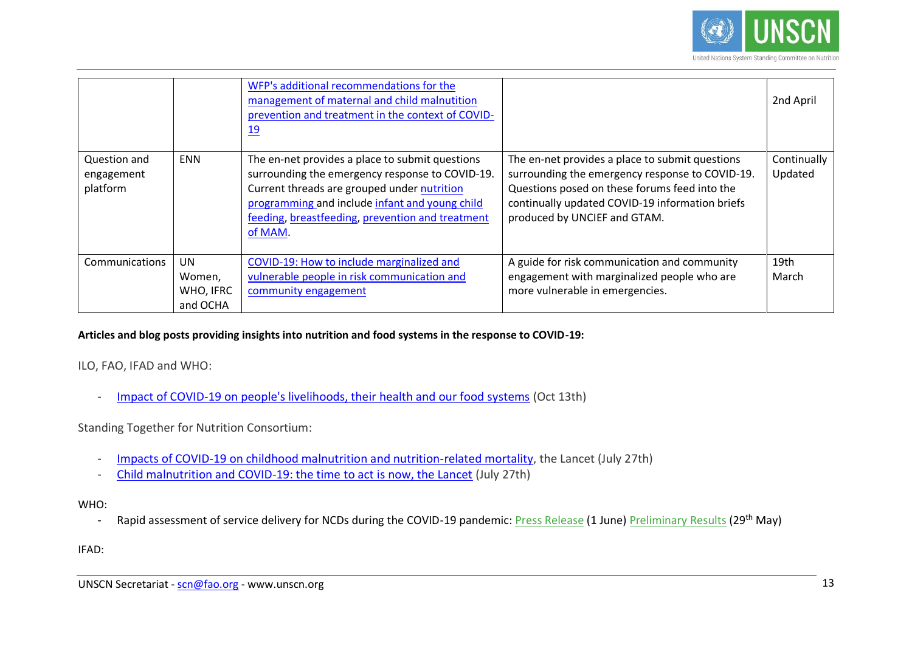| | | | | |
|---|---|---|---|---|
| | | WFP's additional recommendations for the management of maternal and child malnutition prevention and treatment in the context of COVID-19 | | 2nd April |
| Question and engagement platform | ENN | The en-net provides a place to submit questions surrounding the emergency response to COVID-19. Current threads are grouped under nutrition programming and include infant and young child feeding, breastfeeding, prevention and treatment of MAM. | The en-net provides a place to submit questions surrounding the emergency response to COVID-19. Questions posed on these forums feed into the continually updated COVID-19 information briefs produced by UNCIEF and GTAM. | Continually Updated |
| Communications | UN Women, WHO, IFRC and OCHA | COVID-19: How to include marginalized and vulnerable people in risk communication and community engagement | A guide for risk communication and community engagement with marginalized people who are more vulnerable in emergencies. | 19th March |

**Articles and blog posts providing insights into nutrition and food systems in the response to COVID-19:**

ILO, FAO, IFAD and WHO:

- Impact of COVID-19 on people's livelihoods, their health and our food systems (Oct 13th)

Standing Together for Nutrition Consortium:

- Impacts of COVID-19 on childhood malnutrition and nutrition-related mortality, the Lancet (July 27th)
- Child malnutrition and COVID-19: the time to act is now, the Lancet (July 27th)

WHO:

- Rapid assessment of service delivery for NCDs during the COVID-19 pandemic: Press Release (1 June) Preliminary Results (29th May)

IFAD: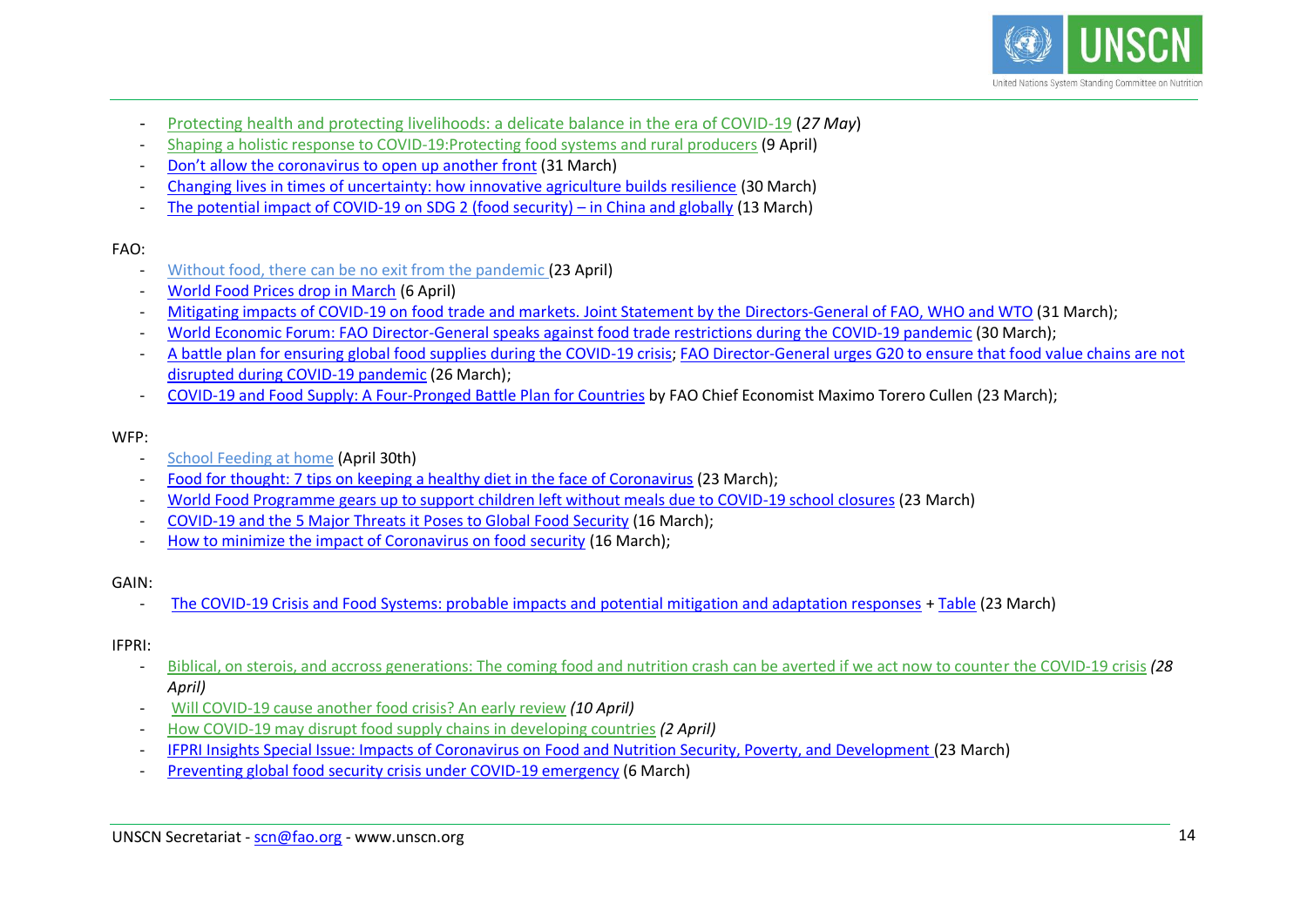- Protecting health and protecting livelihoods: a delicate balance in the era of COVID-19 (*27 May*)
- Shaping a holistic response to COVID-19:Protecting food systems and rural producers (9 April)
- Don't allow the coronavirus to open up another front (31 March)
- Changing lives in times of uncertainty: how innovative agriculture builds resilience (30 March)
- The potential impact of COVID-19 on SDG 2 (food security) – in China and globally (13 March)

FAO:

- Without food, there can be no exit from the pandemic (23 April)
- World Food Prices drop in March (6 April)
- Mitigating impacts of COVID-19 on food trade and markets. Joint Statement by the Directors-General of FAO, WHO and WTO (31 March);
- World Economic Forum: FAO Director-General speaks against food trade restrictions during the COVID-19 pandemic (30 March);
- A battle plan for ensuring global food supplies during the COVID-19 crisis; FAO Director-General urges G20 to ensure that food value chains are not disrupted during COVID-19 pandemic (26 March);
- COVID-19 and Food Supply: A Four-Pronged Battle Plan for Countries by FAO Chief Economist Maximo Torero Cullen (23 March);

WFP:

- School Feeding at home (April 30th)
- Food for thought: 7 tips on keeping a healthy diet in the face of Coronavirus (23 March);
- World Food Programme gears up to support children left without meals due to COVID-19 school closures (23 March)
- COVID-19 and the 5 Major Threats it Poses to Global Food Security (16 March);
- How to minimize the impact of Coronavirus on food security (16 March);

GAIN:

- The COVID-19 Crisis and Food Systems: probable impacts and potential mitigation and adaptation responses + Table (23 March)

IFPRI:

- Biblical, on sterois, and accross generations: The coming food and nutrition crash can be averted if we act now to counter the COVID-19 crisis *(28 April)*
- Will COVID-19 cause another food crisis? An early review *(10 April)*
- How COVID-19 may disrupt food supply chains in developing countries *(2 April)*
- IFPRI Insights Special Issue: Impacts of Coronavirus on Food and Nutrition Security, Poverty, and Development (23 March)
- Preventing global food security crisis under COVID-19 emergency (6 March)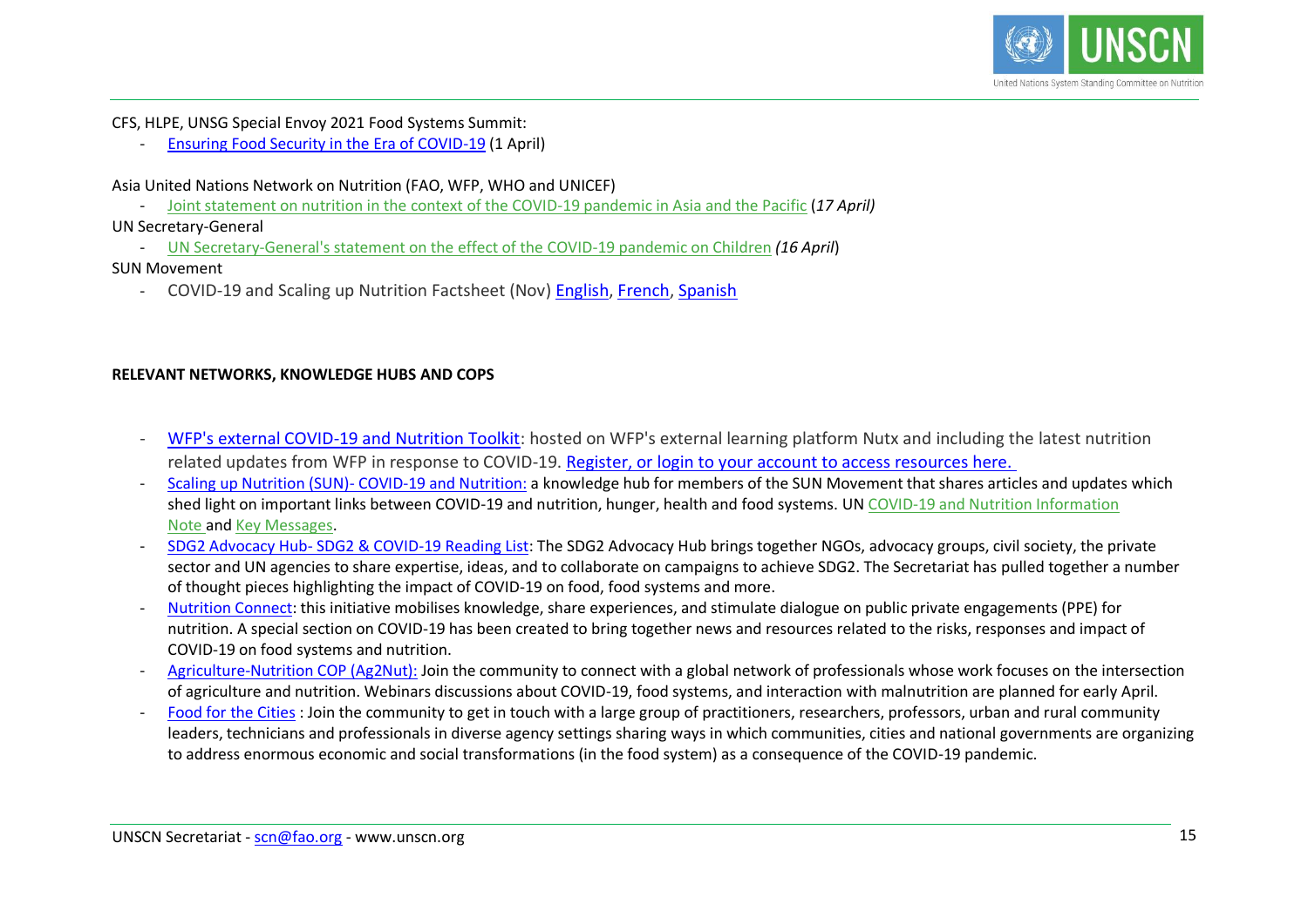CFS, HLPE, UNSG Special Envoy 2021 Food Systems Summit:

- Ensuring Food Security in the Era of COVID-19 (1 April)

Asia United Nations Network on Nutrition (FAO, WFP, WHO and UNICEF)

- Joint statement on nutrition in the context of the COVID-19 pandemic in Asia and the Pacific (*17 April)*

UN Secretary-General

- UN Secretary-General's statement on the effect of the COVID-19 pandemic on Children *(16 April*)

SUN Movement

- COVID-19 and Scaling up Nutrition Factsheet (Nov) English, French, Spanish

**RELEVANT NETWORKS, KNOWLEDGE HUBS AND COPS**

- WFP's external COVID-19 and Nutrition Toolkit: hosted on WFP's external learning platform Nutx and including the latest nutrition related updates from WFP in response to COVID-19. Register, or login to your account to access resources here.
- Scaling up Nutrition (SUN)- COVID-19 and Nutrition: a knowledge hub for members of the SUN Movement that shares articles and updates which shed light on important links between COVID-19 and nutrition, hunger, health and food systems. UN COVID-19 and Nutrition Information Note and Key Messages.
- SDG2 Advocacy Hub- SDG2 & COVID-19 Reading List: The SDG2 Advocacy Hub brings together NGOs, advocacy groups, civil society, the private sector and UN agencies to share expertise, ideas, and to collaborate on campaigns to achieve SDG2. The Secretariat has pulled together a number of thought pieces highlighting the impact of COVID-19 on food, food systems and more.
- Nutrition Connect: this initiative mobilises knowledge, share experiences, and stimulate dialogue on public private engagements (PPE) for nutrition. A special section on COVID-19 has been created to bring together news and resources related to the risks, responses and impact of COVID-19 on food systems and nutrition.
- Agriculture-Nutrition COP (Ag2Nut): Join the community to connect with a global network of professionals whose work focuses on the intersection of agriculture and nutrition. Webinars discussions about COVID-19, food systems, and interaction with malnutrition are planned for early April.
- Food for the Cities : Join the community to get in touch with a large group of practitioners, researchers, professors, urban and rural community leaders, technicians and professionals in diverse agency settings sharing ways in which communities, cities and national governments are organizing to address enormous economic and social transformations (in the food system) as a consequence of the COVID-19 pandemic.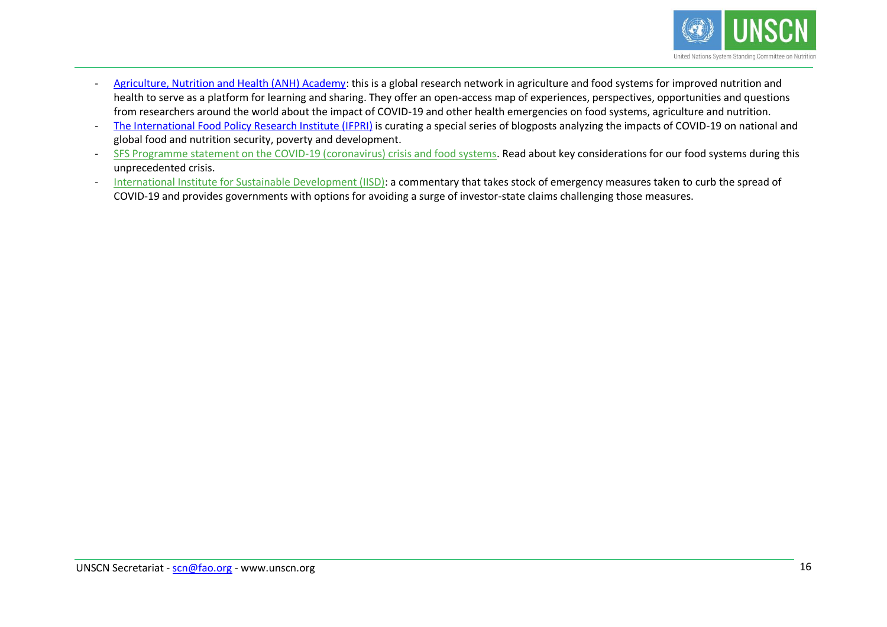- Agriculture, Nutrition and Health (ANH) Academy: this is a global research network in agriculture and food systems for improved nutrition and health to serve as a platform for learning and sharing. They offer an open-access map of experiences, perspectives, opportunities and questions from researchers around the world about the impact of COVID-19 and other health emergencies on food systems, agriculture and nutrition.
- The International Food Policy Research Institute (IFPRI) is curating a special series of blogposts analyzing the impacts of COVID-19 on national and global food and nutrition security, poverty and development.
- SFS Programme statement on the COVID-19 (coronavirus) crisis and food systems. Read about key considerations for our food systems during this unprecedented crisis.
- International Institute for Sustainable Development (IISD): a commentary that takes stock of emergency measures taken to curb the spread of COVID-19 and provides governments with options for avoiding a surge of investor-state claims challenging those measures.